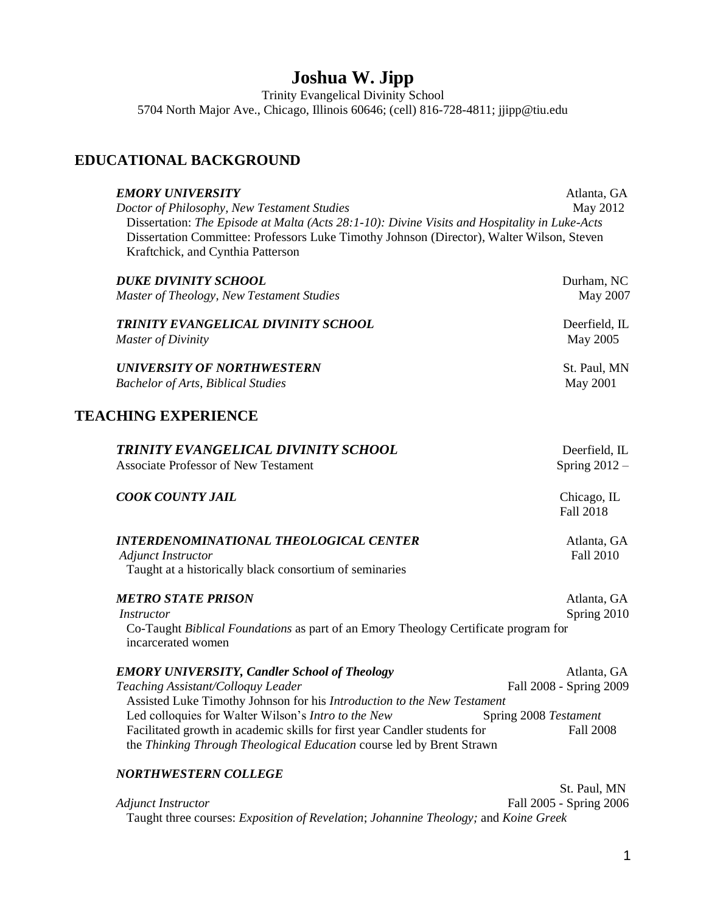# Joshua W. Jipp

Trinity Evangelical Divinity School
5704 North Major Ave., Chicago, Illinois 60646; (cell) 816-728-4811; jjipp@tiu.edu

## EDUCATIONAL BACKGROUND

***EMORY UNIVERSITY*** Atlanta, GA
*Doctor of Philosophy, New Testament Studies* May 2012
Dissertation: *The Episode at Malta (Acts 28:1-10): Divine Visits and Hospitality in Luke-Acts*
Dissertation Committee: Professors Luke Timothy Johnson (Director), Walter Wilson, Steven Kraftchick, and Cynthia Patterson

***DUKE DIVINITY SCHOOL*** Durham, NC
*Master of Theology, New Testament Studies* May 2007

***TRINITY EVANGELICAL DIVINITY SCHOOL*** Deerfield, IL
*Master of Divinity* May 2005

***UNIVERSITY OF NORTHWESTERN*** St. Paul, MN
*Bachelor of Arts, Biblical Studies* May 2001

## TEACHING EXPERIENCE

***TRINITY EVANGELICAL DIVINITY SCHOOL*** Deerfield, IL
Associate Professor of New Testament Spring 2012 –

***COOK COUNTY JAIL*** Chicago, IL
Fall 2018

***INTERDENOMINATIONAL THEOLOGICAL CENTER*** Atlanta, GA
*Adjunct Instructor* Fall 2010
Taught at a historically black consortium of seminaries

***METRO STATE PRISON*** Atlanta, GA
*Instructor* Spring 2010
Co-Taught *Biblical Foundations* as part of an Emory Theology Certificate program for incarcerated women

***EMORY UNIVERSITY, Candler School of Theology*** Atlanta, GA
*Teaching Assistant/Colloquy Leader* Fall 2008 - Spring 2009
Assisted Luke Timothy Johnson for his *Introduction to the New Testament*
Led colloquies for Walter Wilson's *Intro to the New Testament* Spring 2008
Facilitated growth in academic skills for first year Candler students for the *Thinking Through Theological Education* course led by Brent Strawn Fall 2008

***NORTHWESTERN COLLEGE*** St. Paul, MN
*Adjunct Instructor* Fall 2005 - Spring 2006
Taught three courses: *Exposition of Revelation*; *Johannine Theology;* and *Koine Greek*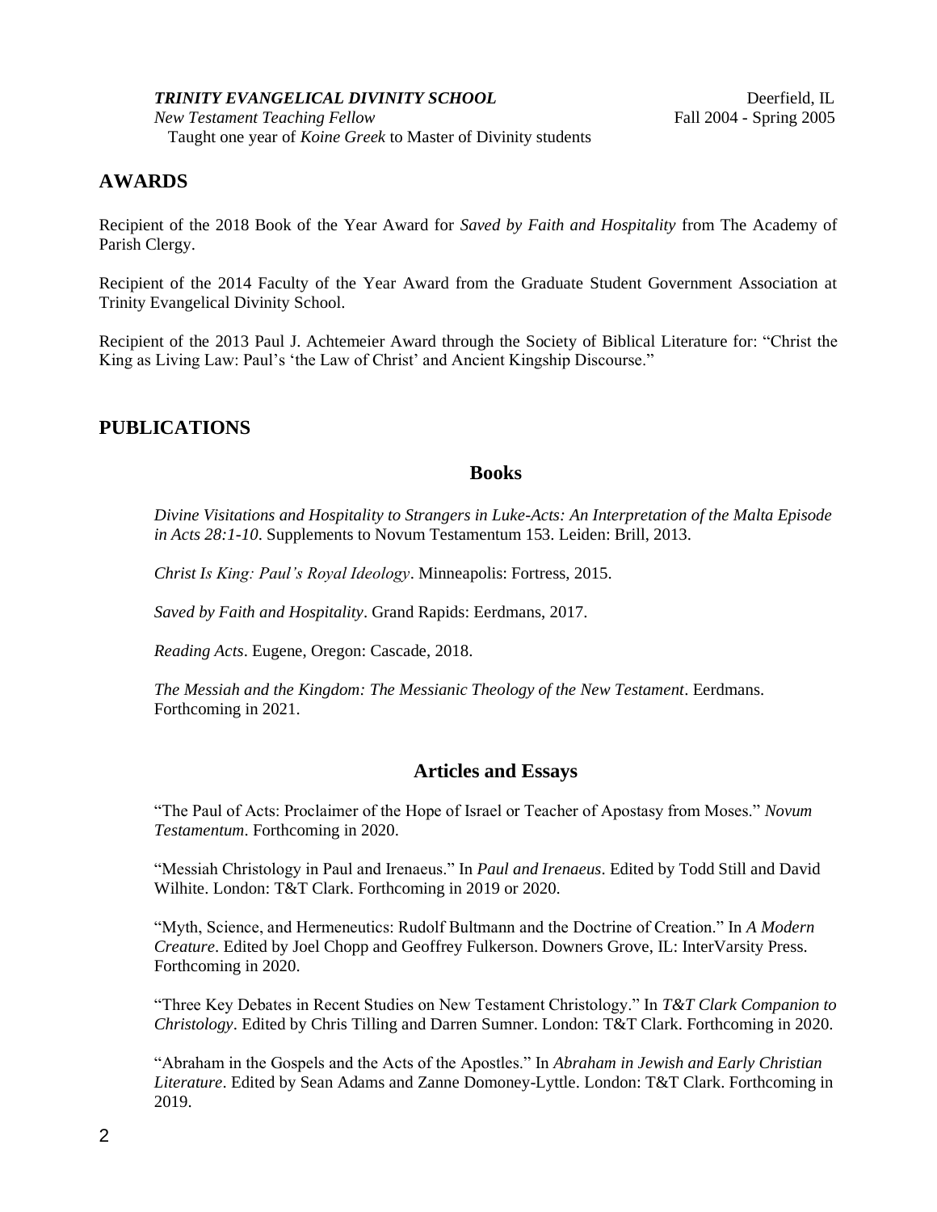***TRINITY EVANGELICAL DIVINITY SCHOOL*** Deerfield, IL
*New Testament Teaching Fellow* Fall 2004 - Spring 2005
Taught one year of *Koine Greek* to Master of Divinity students

## AWARDS

Recipient of the 2018 Book of the Year Award for *Saved by Faith and Hospitality* from The Academy of Parish Clergy.

Recipient of the 2014 Faculty of the Year Award from the Graduate Student Government Association at Trinity Evangelical Divinity School.

Recipient of the 2013 Paul J. Achtemeier Award through the Society of Biblical Literature for: "Christ the King as Living Law: Paul's 'the Law of Christ' and Ancient Kingship Discourse."

## PUBLICATIONS

### Books

*Divine Visitations and Hospitality to Strangers in Luke-Acts: An Interpretation of the Malta Episode in Acts 28:1-10*. Supplements to Novum Testamentum 153. Leiden: Brill, 2013.

*Christ Is King: Paul's Royal Ideology*. Minneapolis: Fortress, 2015.

*Saved by Faith and Hospitality*. Grand Rapids: Eerdmans, 2017.

*Reading Acts*. Eugene, Oregon: Cascade, 2018.

*The Messiah and the Kingdom: The Messianic Theology of the New Testament*. Eerdmans. Forthcoming in 2021.

### Articles and Essays

"The Paul of Acts: Proclaimer of the Hope of Israel or Teacher of Apostasy from Moses." *Novum Testamentum*. Forthcoming in 2020.

"Messiah Christology in Paul and Irenaeus." In *Paul and Irenaeus*. Edited by Todd Still and David Wilhite. London: T&T Clark. Forthcoming in 2019 or 2020.

"Myth, Science, and Hermeneutics: Rudolf Bultmann and the Doctrine of Creation." In *A Modern Creature*. Edited by Joel Chopp and Geoffrey Fulkerson. Downers Grove, IL: InterVarsity Press. Forthcoming in 2020.

"Three Key Debates in Recent Studies on New Testament Christology." In *T&T Clark Companion to Christology*. Edited by Chris Tilling and Darren Sumner. London: T&T Clark. Forthcoming in 2020.

"Abraham in the Gospels and the Acts of the Apostles." In *Abraham in Jewish and Early Christian Literature*. Edited by Sean Adams and Zanne Domoney-Lyttle. London: T&T Clark. Forthcoming in 2019.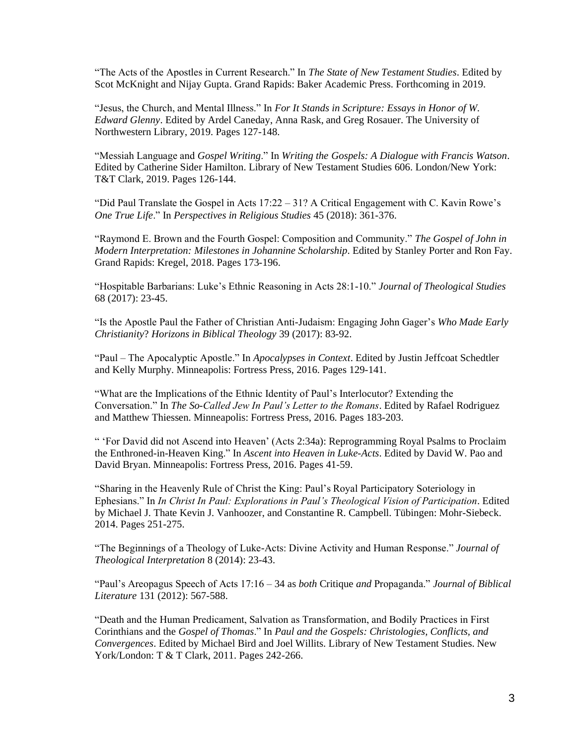“The Acts of the Apostles in Current Research.” In *The State of New Testament Studies*. Edited by Scot McKnight and Nijay Gupta. Grand Rapids: Baker Academic Press. Forthcoming in 2019.

“Jesus, the Church, and Mental Illness.” In *For It Stands in Scripture: Essays in Honor of W. Edward Glenny*. Edited by Ardel Caneday, Anna Rask, and Greg Rosauer. The University of Northwestern Library, 2019. Pages 127-148.

“Messiah Language and *Gospel Writing*.” In *Writing the Gospels: A Dialogue with Francis Watson*. Edited by Catherine Sider Hamilton. Library of New Testament Studies 606. London/New York: T&T Clark, 2019. Pages 126-144.

“Did Paul Translate the Gospel in Acts 17:22 – 31? A Critical Engagement with C. Kavin Rowe’s *One True Life*.” In *Perspectives in Religious Studies* 45 (2018): 361-376.

“Raymond E. Brown and the Fourth Gospel: Composition and Community.” *The Gospel of John in Modern Interpretation: Milestones in Johannine Scholarship*. Edited by Stanley Porter and Ron Fay. Grand Rapids: Kregel, 2018. Pages 173-196.

“Hospitable Barbarians: Luke’s Ethnic Reasoning in Acts 28:1-10.” *Journal of Theological Studies* 68 (2017): 23-45.

“Is the Apostle Paul the Father of Christian Anti-Judaism: Engaging John Gager’s *Who Made Early Christianity*? *Horizons in Biblical Theology* 39 (2017): 83-92.

“Paul – The Apocalyptic Apostle.” In *Apocalypses in Context*. Edited by Justin Jeffcoat Schedtler and Kelly Murphy. Minneapolis: Fortress Press, 2016. Pages 129-141.

“What are the Implications of the Ethnic Identity of Paul’s Interlocutor? Extending the Conversation.” In *The So-Called Jew In Paul’s Letter to the Romans*. Edited by Rafael Rodriguez and Matthew Thiessen. Minneapolis: Fortress Press, 2016. Pages 183-203.

“ ‘For David did not Ascend into Heaven’ (Acts 2:34a): Reprogramming Royal Psalms to Proclaim the Enthroned-in-Heaven King.” In *Ascent into Heaven in Luke-Acts*. Edited by David W. Pao and David Bryan. Minneapolis: Fortress Press, 2016. Pages 41-59.

“Sharing in the Heavenly Rule of Christ the King: Paul’s Royal Participatory Soteriology in Ephesians.” In *In Christ In Paul: Explorations in Paul’s Theological Vision of Participation*. Edited by Michael J. Thate Kevin J. Vanhoozer, and Constantine R. Campbell. Tübingen: Mohr-Siebeck. 2014. Pages 251-275.

“The Beginnings of a Theology of Luke-Acts: Divine Activity and Human Response.” *Journal of Theological Interpretation* 8 (2014): 23-43.

“Paul’s Areopagus Speech of Acts 17:16 – 34 as *both* Critique *and* Propaganda.” *Journal of Biblical Literature* 131 (2012): 567-588.

“Death and the Human Predicament, Salvation as Transformation, and Bodily Practices in First Corinthians and the *Gospel of Thomas*.” In *Paul and the Gospels: Christologies, Conflicts, and Convergences*. Edited by Michael Bird and Joel Willits. Library of New Testament Studies. New York/London: T & T Clark, 2011. Pages 242-266.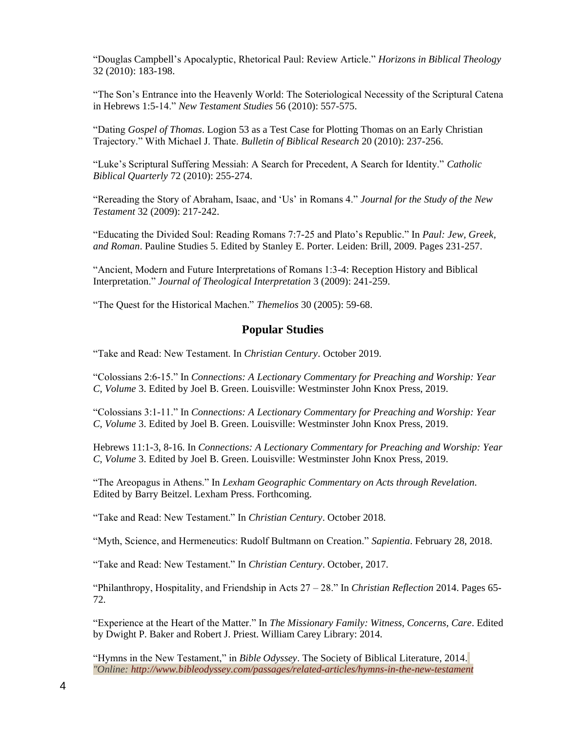"Douglas Campbell's Apocalyptic, Rhetorical Paul: Review Article." *Horizons in Biblical Theology* 32 (2010): 183-198.

"The Son's Entrance into the Heavenly World: The Soteriological Necessity of the Scriptural Catena in Hebrews 1:5-14." *New Testament Studies* 56 (2010): 557-575.

"Dating *Gospel of Thomas*. Logion 53 as a Test Case for Plotting Thomas on an Early Christian Trajectory." With Michael J. Thate. *Bulletin of Biblical Research* 20 (2010): 237-256.

"Luke's Scriptural Suffering Messiah: A Search for Precedent, A Search for Identity." *Catholic Biblical Quarterly* 72 (2010): 255-274.

"Rereading the Story of Abraham, Isaac, and 'Us' in Romans 4." *Journal for the Study of the New Testament* 32 (2009): 217-242.

"Educating the Divided Soul: Reading Romans 7:7-25 and Plato's Republic." In *Paul: Jew, Greek, and Roman*. Pauline Studies 5. Edited by Stanley E. Porter. Leiden: Brill, 2009. Pages 231-257.

"Ancient, Modern and Future Interpretations of Romans 1:3-4: Reception History and Biblical Interpretation." *Journal of Theological Interpretation* 3 (2009): 241-259.

"The Quest for the Historical Machen." *Themelios* 30 (2005): 59-68.

## Popular Studies

"Take and Read: New Testament. In *Christian Century*. October 2019.

"Colossians 2:6-15." In *Connections: A Lectionary Commentary for Preaching and Worship: Year C, Volume* 3. Edited by Joel B. Green. Louisville: Westminster John Knox Press, 2019.

"Colossians 3:1-11." In *Connections: A Lectionary Commentary for Preaching and Worship: Year C, Volume* 3. Edited by Joel B. Green. Louisville: Westminster John Knox Press, 2019.

Hebrews 11:1-3, 8-16. In *Connections: A Lectionary Commentary for Preaching and Worship: Year C, Volume* 3. Edited by Joel B. Green. Louisville: Westminster John Knox Press, 2019.

"The Areopagus in Athens." In *Lexham Geographic Commentary on Acts through Revelation*. Edited by Barry Beitzel. Lexham Press. Forthcoming.

"Take and Read: New Testament." In *Christian Century*. October 2018.

"Myth, Science, and Hermeneutics: Rudolf Bultmann on Creation." *Sapientia*. February 28, 2018.

"Take and Read: New Testament." In *Christian Century*. October, 2017.

"Philanthropy, Hospitality, and Friendship in Acts 27 – 28." In *Christian Reflection* 2014. Pages 65-72.

"Experience at the Heart of the Matter." In *The Missionary Family: Witness, Concerns, Care*. Edited by Dwight P. Baker and Robert J. Priest. William Carey Library: 2014.

"Hymns in the New Testament," in *Bible Odyssey*. The Society of Biblical Literature, 2014. *"Online: http://www.bibleodyssey.com/passages/related-articles/hymns-in-the-new-testament*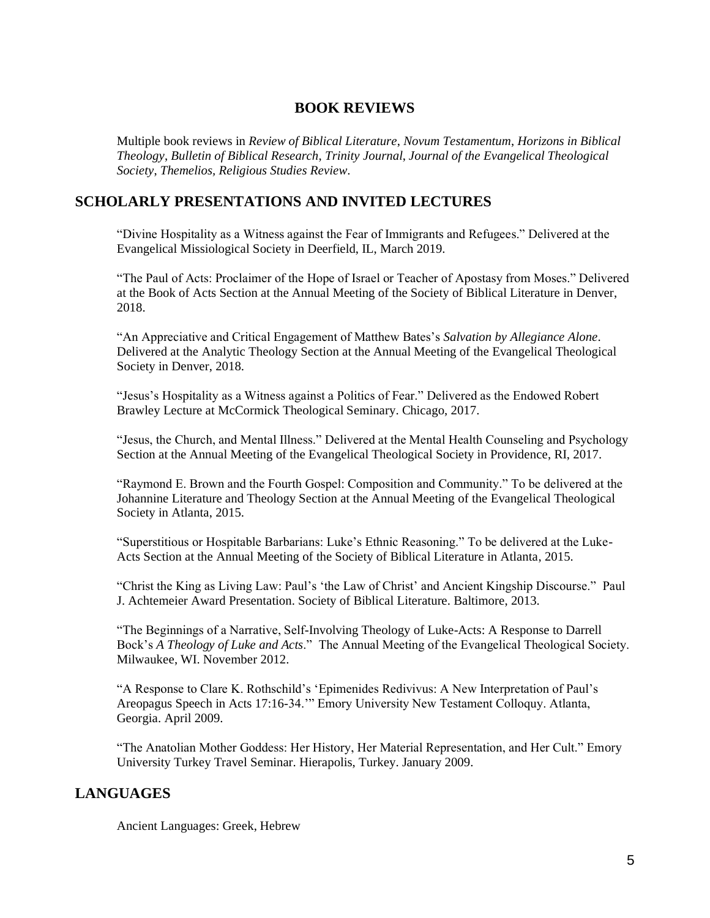## BOOK REVIEWS

Multiple book reviews in *Review of Biblical Literature*, *Novum Testamentum*, *Horizons in Biblical Theology*, *Bulletin of Biblical Research*, *Trinity Journal*, *Journal of the Evangelical Theological Society*, *Themelios*, *Religious Studies Review*.

## SCHOLARLY PRESENTATIONS AND INVITED LECTURES

"Divine Hospitality as a Witness against the Fear of Immigrants and Refugees." Delivered at the Evangelical Missiological Society in Deerfield, IL, March 2019.

"The Paul of Acts: Proclaimer of the Hope of Israel or Teacher of Apostasy from Moses." Delivered at the Book of Acts Section at the Annual Meeting of the Society of Biblical Literature in Denver, 2018.

"An Appreciative and Critical Engagement of Matthew Bates's *Salvation by Allegiance Alone*. Delivered at the Analytic Theology Section at the Annual Meeting of the Evangelical Theological Society in Denver, 2018.

"Jesus's Hospitality as a Witness against a Politics of Fear." Delivered as the Endowed Robert Brawley Lecture at McCormick Theological Seminary. Chicago, 2017.

"Jesus, the Church, and Mental Illness." Delivered at the Mental Health Counseling and Psychology Section at the Annual Meeting of the Evangelical Theological Society in Providence, RI, 2017.

"Raymond E. Brown and the Fourth Gospel: Composition and Community." To be delivered at the Johannine Literature and Theology Section at the Annual Meeting of the Evangelical Theological Society in Atlanta, 2015.

"Superstitious or Hospitable Barbarians: Luke's Ethnic Reasoning." To be delivered at the Luke-Acts Section at the Annual Meeting of the Society of Biblical Literature in Atlanta, 2015.

"Christ the King as Living Law: Paul's 'the Law of Christ' and Ancient Kingship Discourse." Paul J. Achtemeier Award Presentation. Society of Biblical Literature. Baltimore, 2013.

"The Beginnings of a Narrative, Self-Involving Theology of Luke-Acts: A Response to Darrell Bock's *A Theology of Luke and Acts*." The Annual Meeting of the Evangelical Theological Society. Milwaukee, WI. November 2012.

"A Response to Clare K. Rothschild's 'Epimenides Redivivus: A New Interpretation of Paul's Areopagus Speech in Acts 17:16-34.'" Emory University New Testament Colloquy. Atlanta, Georgia. April 2009.

"The Anatolian Mother Goddess: Her History, Her Material Representation, and Her Cult." Emory University Turkey Travel Seminar. Hierapolis, Turkey. January 2009.

## LANGUAGES

Ancient Languages: Greek, Hebrew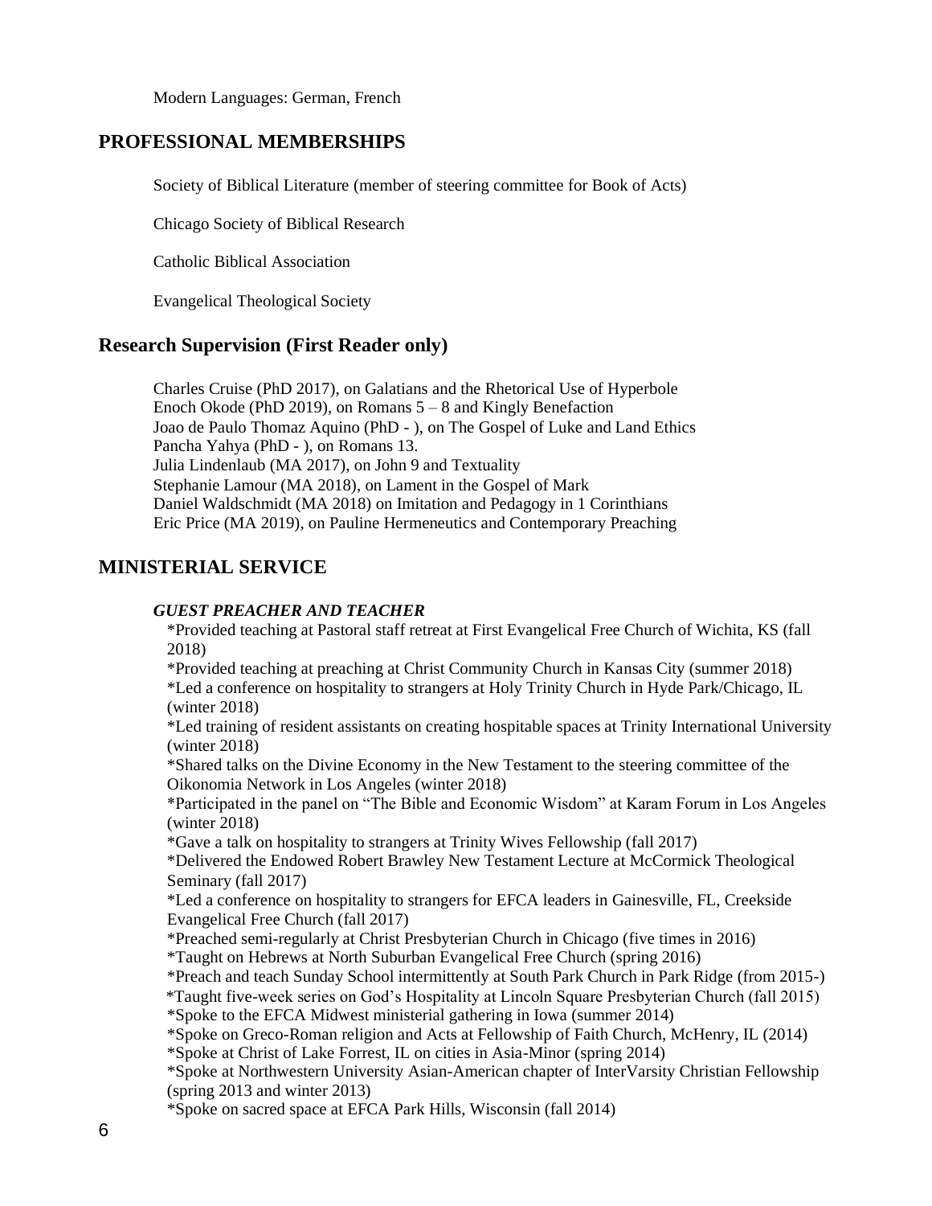Modern Languages: German, French

## PROFESSIONAL MEMBERSHIPS

Society of Biblical Literature (member of steering committee for Book of Acts)

Chicago Society of Biblical Research

Catholic Biblical Association

Evangelical Theological Society

## Research Supervision (First Reader only)

Charles Cruise (PhD 2017), on Galatians and the Rhetorical Use of Hyperbole
Enoch Okode (PhD 2019), on Romans 5 – 8 and Kingly Benefaction
Joao de Paulo Thomaz Aquino (PhD - ), on The Gospel of Luke and Land Ethics
Pancha Yahya (PhD - ), on Romans 13.
Julia Lindenlaub (MA 2017), on John 9 and Textuality
Stephanie Lamour (MA 2018), on Lament in the Gospel of Mark
Daniel Waldschmidt (MA 2018) on Imitation and Pedagogy in 1 Corinthians
Eric Price (MA 2019), on Pauline Hermeneutics and Contemporary Preaching

## MINISTERIAL SERVICE

### *GUEST PREACHER AND TEACHER*

*Provided teaching at Pastoral staff retreat at First Evangelical Free Church of Wichita, KS (fall 2018)
*Provided teaching at preaching at Christ Community Church in Kansas City (summer 2018)
*Led a conference on hospitality to strangers at Holy Trinity Church in Hyde Park/Chicago, IL (winter 2018)
*Led training of resident assistants on creating hospitable spaces at Trinity International University (winter 2018)
*Shared talks on the Divine Economy in the New Testament to the steering committee of the Oikonomia Network in Los Angeles (winter 2018)
*Participated in the panel on "The Bible and Economic Wisdom" at Karam Forum in Los Angeles (winter 2018)
*Gave a talk on hospitality to strangers at Trinity Wives Fellowship (fall 2017)
*Delivered the Endowed Robert Brawley New Testament Lecture at McCormick Theological Seminary (fall 2017)
*Led a conference on hospitality to strangers for EFCA leaders in Gainesville, FL, Creekside Evangelical Free Church (fall 2017)
*Preached semi-regularly at Christ Presbyterian Church in Chicago (five times in 2016)
*Taught on Hebrews at North Suburban Evangelical Free Church (spring 2016)
*Preach and teach Sunday School intermittently at South Park Church in Park Ridge (from 2015-)
*Taught five-week series on God's Hospitality at Lincoln Square Presbyterian Church (fall 2015)
*Spoke to the EFCA Midwest ministerial gathering in Iowa (summer 2014)
*Spoke on Greco-Roman religion and Acts at Fellowship of Faith Church, McHenry, IL (2014)
*Spoke at Christ of Lake Forrest, IL on cities in Asia-Minor (spring 2014)
*Spoke at Northwestern University Asian-American chapter of InterVarsity Christian Fellowship (spring 2013 and winter 2013)
*Spoke on sacred space at EFCA Park Hills, Wisconsin (fall 2014)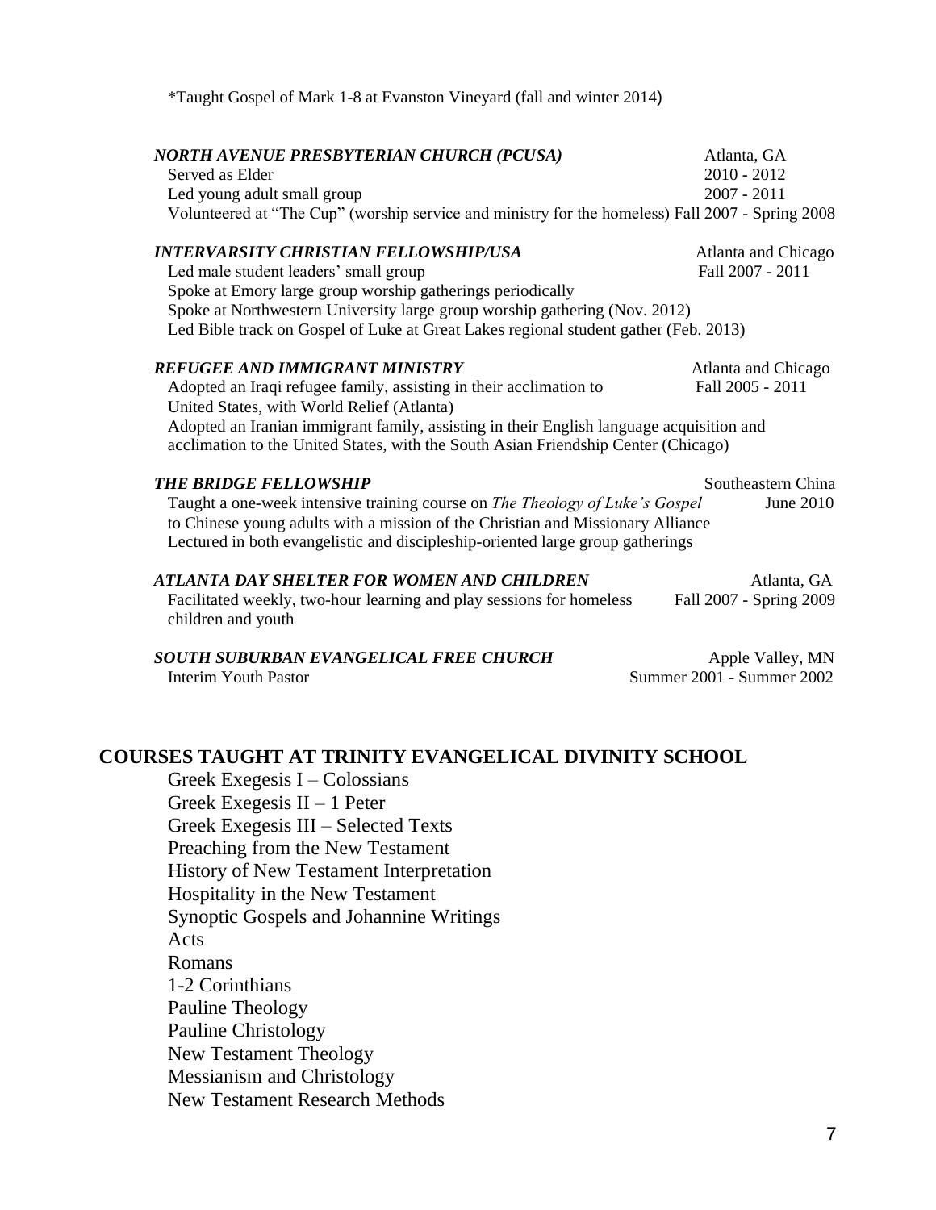*Taught Gospel of Mark 1-8 at Evanston Vineyard (fall and winter 2014)

***NORTH AVENUE PRESBYTERIAN CHURCH (PCUSA)*** — Atlanta, GA
Served as Elder — 2010 - 2012
Led young adult small group — 2007 - 2011
Volunteered at "The Cup" (worship service and ministry for the homeless) Fall 2007 - Spring 2008

***INTERVARSITY CHRISTIAN FELLOWSHIP/USA*** — Atlanta and Chicago
Led male student leaders' small group — Fall 2007 - 2011
Spoke at Emory large group worship gatherings periodically
Spoke at Northwestern University large group worship gathering (Nov. 2012)
Led Bible track on Gospel of Luke at Great Lakes regional student gather (Feb. 2013)

***REFUGEE AND IMMIGRANT MINISTRY*** — Atlanta and Chicago
Adopted an Iraqi refugee family, assisting in their acclimation to United States, with World Relief (Atlanta) — Fall 2005 - 2011
Adopted an Iranian immigrant family, assisting in their English language acquisition and acclimation to the United States, with the South Asian Friendship Center (Chicago)

***THE BRIDGE FELLOWSHIP*** — Southeastern China
Taught a one-week intensive training course on *The Theology of Luke's Gospel* to Chinese young adults with a mission of the Christian and Missionary Alliance — June 2010
Lectured in both evangelistic and discipleship-oriented large group gatherings

***ATLANTA DAY SHELTER FOR WOMEN AND CHILDREN*** — Atlanta, GA
Facilitated weekly, two-hour learning and play sessions for homeless children and youth — Fall 2007 - Spring 2009

***SOUTH SUBURBAN EVANGELICAL FREE CHURCH*** — Apple Valley, MN
Interim Youth Pastor — Summer 2001 - Summer 2002

## COURSES TAUGHT AT TRINITY EVANGELICAL DIVINITY SCHOOL

Greek Exegesis I – Colossians
Greek Exegesis II – 1 Peter
Greek Exegesis III – Selected Texts
Preaching from the New Testament
History of New Testament Interpretation
Hospitality in the New Testament
Synoptic Gospels and Johannine Writings
Acts
Romans
1-2 Corinthians
Pauline Theology
Pauline Christology
New Testament Theology
Messianism and Christology
New Testament Research Methods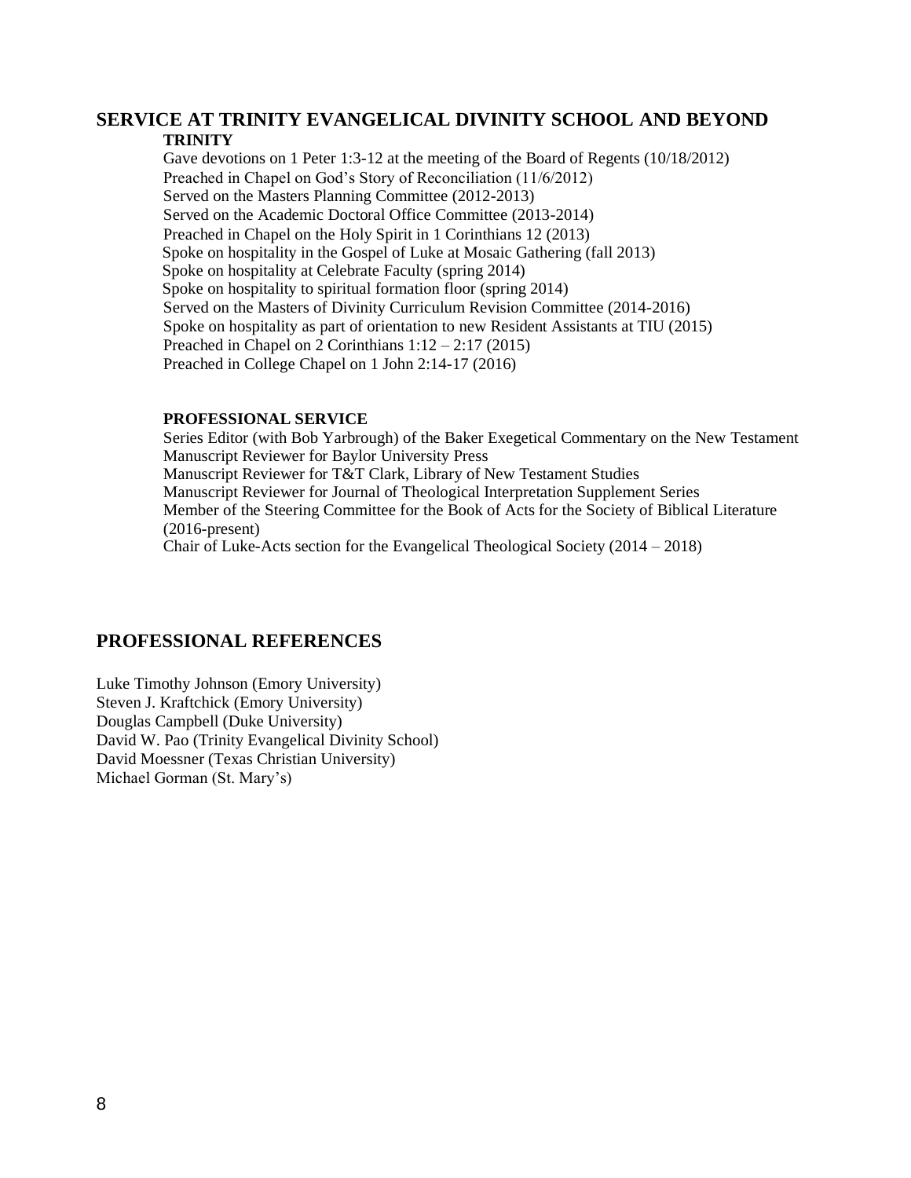## SERVICE AT TRINITY EVANGELICAL DIVINITY SCHOOL AND BEYOND

### TRINITY

Gave devotions on 1 Peter 1:3-12 at the meeting of the Board of Regents (10/18/2012)
Preached in Chapel on God's Story of Reconciliation (11/6/2012)
Served on the Masters Planning Committee (2012-2013)
Served on the Academic Doctoral Office Committee (2013-2014)
Preached in Chapel on the Holy Spirit in 1 Corinthians 12 (2013)
Spoke on hospitality in the Gospel of Luke at Mosaic Gathering (fall 2013)
Spoke on hospitality at Celebrate Faculty (spring 2014)
Spoke on hospitality to spiritual formation floor (spring 2014)
Served on the Masters of Divinity Curriculum Revision Committee (2014-2016)
Spoke on hospitality as part of orientation to new Resident Assistants at TIU (2015)
Preached in Chapel on 2 Corinthians 1:12 – 2:17 (2015)
Preached in College Chapel on 1 John 2:14-17 (2016)

### PROFESSIONAL SERVICE

Series Editor (with Bob Yarbrough) of the Baker Exegetical Commentary on the New Testament
Manuscript Reviewer for Baylor University Press
Manuscript Reviewer for T&T Clark, Library of New Testament Studies
Manuscript Reviewer for Journal of Theological Interpretation Supplement Series
Member of the Steering Committee for the Book of Acts for the Society of Biblical Literature (2016-present)
Chair of Luke-Acts section for the Evangelical Theological Society (2014 – 2018)

## PROFESSIONAL REFERENCES

Luke Timothy Johnson (Emory University)
Steven J. Kraftchick (Emory University)
Douglas Campbell (Duke University)
David W. Pao (Trinity Evangelical Divinity School)
David Moessner (Texas Christian University)
Michael Gorman (St. Mary's)